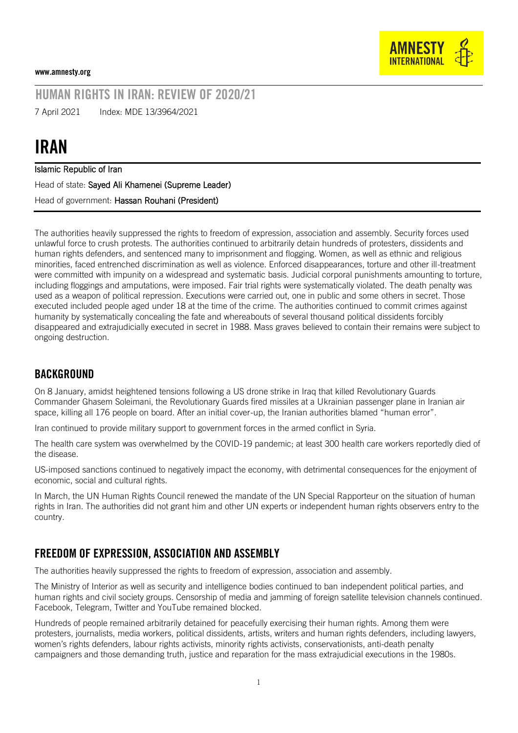www.amnesty.org

## HUMAN RIGHTS IN IRAN: REVIEW OF 2020/21

7 April 2021 Index: MDE 13/3964/2021

# IRAN

**Islamic Republic of Iran**

Head of state: **Sayed Ali Khamenei (Supreme Leader)**

Head of government: **Hassan Rouhani (President)**

The authorities heavily suppressed the rights to freedom of expression, association and assembly. Security forces used unlawful force to crush protests. The authorities continued to arbitrarily detain hundreds of protesters, dissidents and human rights defenders, and sentenced many to imprisonment and flogging. Women, as well as ethnic and religious minorities, faced entrenched discrimination as well as violence. Enforced disappearances, torture and other ill-treatment were committed with impunity on a widespread and systematic basis. Judicial corporal punishments amounting to torture, including floggings and amputations, were imposed. Fair trial rights were systematically violated. The death penalty was used as a weapon of political repression. Executions were carried out, one in public and some others in secret. Those executed included people aged under 18 at the time of the crime. The authorities continued to commit crimes against humanity by systematically concealing the fate and whereabouts of several thousand political dissidents forcibly disappeared and extrajudicially executed in secret in 1988. Mass graves believed to contain their remains were subject to ongoing destruction.

## BACKGROUND

On 8 January, amidst heightened tensions following a US drone strike in Iraq that killed Revolutionary Guards Commander Ghasem Soleimani, the Revolutionary Guards fired missiles at a Ukrainian passenger plane in Iranian air space, killing all 176 people on board. After an initial cover-up, the Iranian authorities blamed "human error".

Iran continued to provide military support to government forces in the armed conflict in Syria.

The health care system was overwhelmed by the COVID-19 pandemic; at least 300 health care workers reportedly died of the disease.

US-imposed sanctions continued to negatively impact the economy, with detrimental consequences for the enjoyment of economic, social and cultural rights.

In March, the UN Human Rights Council renewed the mandate of the UN Special Rapporteur on the situation of human rights in Iran. The authorities did not grant him and other UN experts or independent human rights observers entry to the country.

## FREEDOM OF EXPRESSION, ASSOCIATION AND ASSEMBLY

The authorities heavily suppressed the rights to freedom of expression, association and assembly.

The Ministry of Interior as well as security and intelligence bodies continued to ban independent political parties, and human rights and civil society groups. Censorship of media and jamming of foreign satellite television channels continued. Facebook, Telegram, Twitter and YouTube remained blocked.

Hundreds of people remained arbitrarily detained for peacefully exercising their human rights. Among them were protesters, journalists, media workers, political dissidents, artists, writers and human rights defenders, including lawyers, women's rights defenders, labour rights activists, minority rights activists, conservationists, anti-death penalty campaigners and those demanding truth, justice and reparation for the mass extrajudicial executions in the 1980s.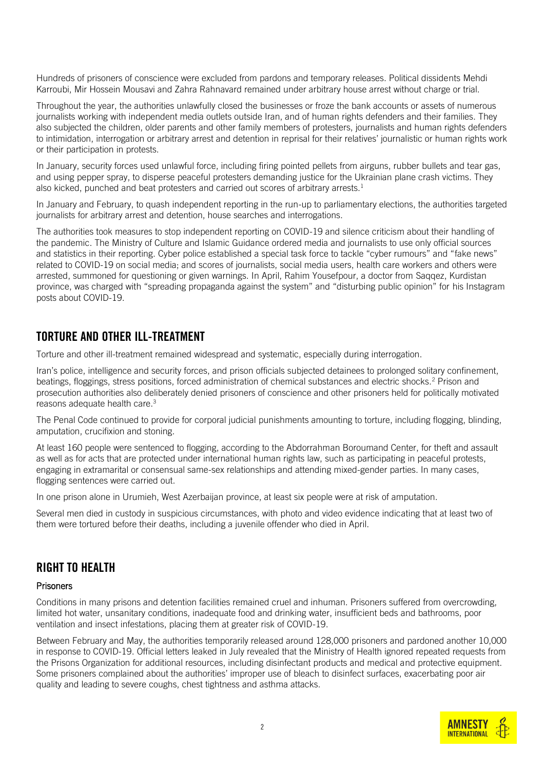Hundreds of prisoners of conscience were excluded from pardons and temporary releases. Political dissidents Mehdi Karroubi, Mir Hossein Mousavi and Zahra Rahnavard remained under arbitrary house arrest without charge or trial.

Throughout the year, the authorities unlawfully closed the businesses or froze the bank accounts or assets of numerous journalists working with independent media outlets outside Iran, and of human rights defenders and their families. They also subjected the children, older parents and other family members of protesters, journalists and human rights defenders to intimidation, interrogation or arbitrary arrest and detention in reprisal for their relatives' journalistic or human rights work or their participation in protests.

In January, security forces used unlawful force, including firing pointed pellets from airguns, rubber bullets and tear gas, and using pepper spray, to disperse peaceful protesters demanding justice for the Ukrainian plane crash victims. They also kicked, punched and beat protesters and carried out scores of arbitrary arrests.[1]

In January and February, to quash independent reporting in the run-up to parliamentary elections, the authorities targeted journalists for arbitrary arrest and detention, house searches and interrogations.

The authorities took measures to stop independent reporting on COVID-19 and silence criticism about their handling of the pandemic. The Ministry of Culture and Islamic Guidance ordered media and journalists to use only official sources and statistics in their reporting. Cyber police established a special task force to tackle "cyber rumours" and "fake news" related to COVID-19 on social media; and scores of journalists, social media users, health care workers and others were arrested, summoned for questioning or given warnings. In April, Rahim Yousefpour, a doctor from Saqqez, Kurdistan province, was charged with "spreading propaganda against the system" and "disturbing public opinion" for his Instagram posts about COVID-19.

## TORTURE AND OTHER ILL-TREATMENT

Torture and other ill-treatment remained widespread and systematic, especially during interrogation.

Iran's police, intelligence and security forces, and prison officials subjected detainees to prolonged solitary confinement, beatings, floggings, stress positions, forced administration of chemical substances and electric shocks.[2] Prison and prosecution authorities also deliberately denied prisoners of conscience and other prisoners held for politically motivated reasons adequate health care.[3]

The Penal Code continued to provide for corporal judicial punishments amounting to torture, including flogging, blinding, amputation, crucifixion and stoning.

At least 160 people were sentenced to flogging, according to the Abdorrahman Boroumand Center, for theft and assault as well as for acts that are protected under international human rights law, such as participating in peaceful protests, engaging in extramarital or consensual same-sex relationships and attending mixed-gender parties. In many cases, flogging sentences were carried out.

In one prison alone in Urumieh, West Azerbaijan province, at least six people were at risk of amputation.

Several men died in custody in suspicious circumstances, with photo and video evidence indicating that at least two of them were tortured before their deaths, including a juvenile offender who died in April.

## RIGHT TO HEALTH

### Prisoners

Conditions in many prisons and detention facilities remained cruel and inhuman. Prisoners suffered from overcrowding, limited hot water, unsanitary conditions, inadequate food and drinking water, insufficient beds and bathrooms, poor ventilation and insect infestations, placing them at greater risk of COVID-19.

Between February and May, the authorities temporarily released around 128,000 prisoners and pardoned another 10,000 in response to COVID-19. Official letters leaked in July revealed that the Ministry of Health ignored repeated requests from the Prisons Organization for additional resources, including disinfectant products and medical and protective equipment. Some prisoners complained about the authorities' improper use of bleach to disinfect surfaces, exacerbating poor air quality and leading to severe coughs, chest tightness and asthma attacks.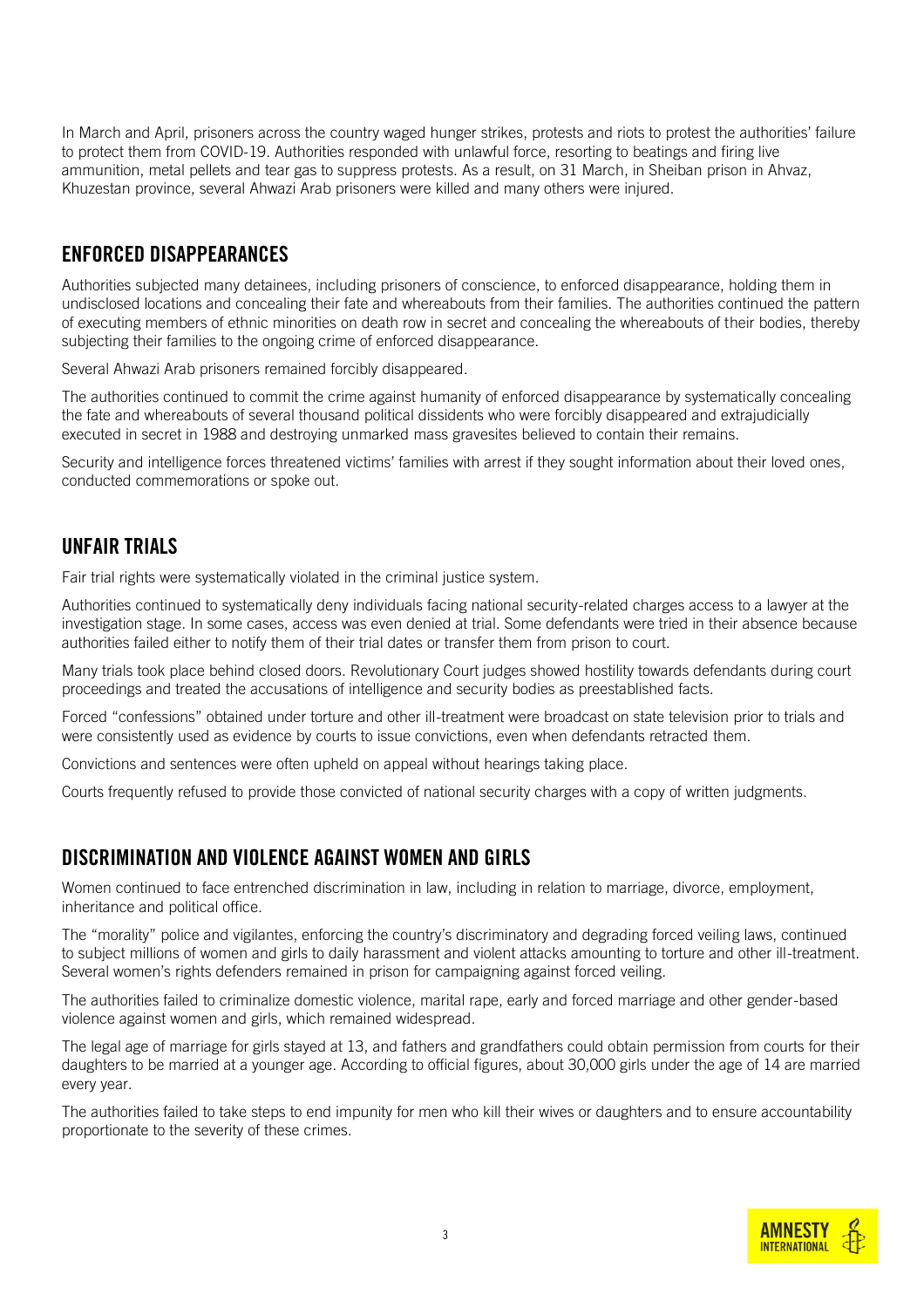In March and April, prisoners across the country waged hunger strikes, protests and riots to protest the authorities' failure to protect them from COVID-19. Authorities responded with unlawful force, resorting to beatings and firing live ammunition, metal pellets and tear gas to suppress protests. As a result, on 31 March, in Sheiban prison in Ahvaz, Khuzestan province, several Ahwazi Arab prisoners were killed and many others were injured.

## ENFORCED DISAPPEARANCES

Authorities subjected many detainees, including prisoners of conscience, to enforced disappearance, holding them in undisclosed locations and concealing their fate and whereabouts from their families. The authorities continued the pattern of executing members of ethnic minorities on death row in secret and concealing the whereabouts of their bodies, thereby subjecting their families to the ongoing crime of enforced disappearance.

Several Ahwazi Arab prisoners remained forcibly disappeared.

The authorities continued to commit the crime against humanity of enforced disappearance by systematically concealing the fate and whereabouts of several thousand political dissidents who were forcibly disappeared and extrajudicially executed in secret in 1988 and destroying unmarked mass gravesites believed to contain their remains.

Security and intelligence forces threatened victims' families with arrest if they sought information about their loved ones, conducted commemorations or spoke out.

## UNFAIR TRIALS

Fair trial rights were systematically violated in the criminal justice system.

Authorities continued to systematically deny individuals facing national security-related charges access to a lawyer at the investigation stage. In some cases, access was even denied at trial. Some defendants were tried in their absence because authorities failed either to notify them of their trial dates or transfer them from prison to court.

Many trials took place behind closed doors. Revolutionary Court judges showed hostility towards defendants during court proceedings and treated the accusations of intelligence and security bodies as preestablished facts.

Forced "confessions" obtained under torture and other ill-treatment were broadcast on state television prior to trials and were consistently used as evidence by courts to issue convictions, even when defendants retracted them.

Convictions and sentences were often upheld on appeal without hearings taking place.

Courts frequently refused to provide those convicted of national security charges with a copy of written judgments.

## DISCRIMINATION AND VIOLENCE AGAINST WOMEN AND GIRLS

Women continued to face entrenched discrimination in law, including in relation to marriage, divorce, employment, inheritance and political office.

The "morality" police and vigilantes, enforcing the country's discriminatory and degrading forced veiling laws, continued to subject millions of women and girls to daily harassment and violent attacks amounting to torture and other ill-treatment. Several women's rights defenders remained in prison for campaigning against forced veiling.

The authorities failed to criminalize domestic violence, marital rape, early and forced marriage and other gender-based violence against women and girls, which remained widespread.

The legal age of marriage for girls stayed at 13, and fathers and grandfathers could obtain permission from courts for their daughters to be married at a younger age. According to official figures, about 30,000 girls under the age of 14 are married every year.

The authorities failed to take steps to end impunity for men who kill their wives or daughters and to ensure accountability proportionate to the severity of these crimes.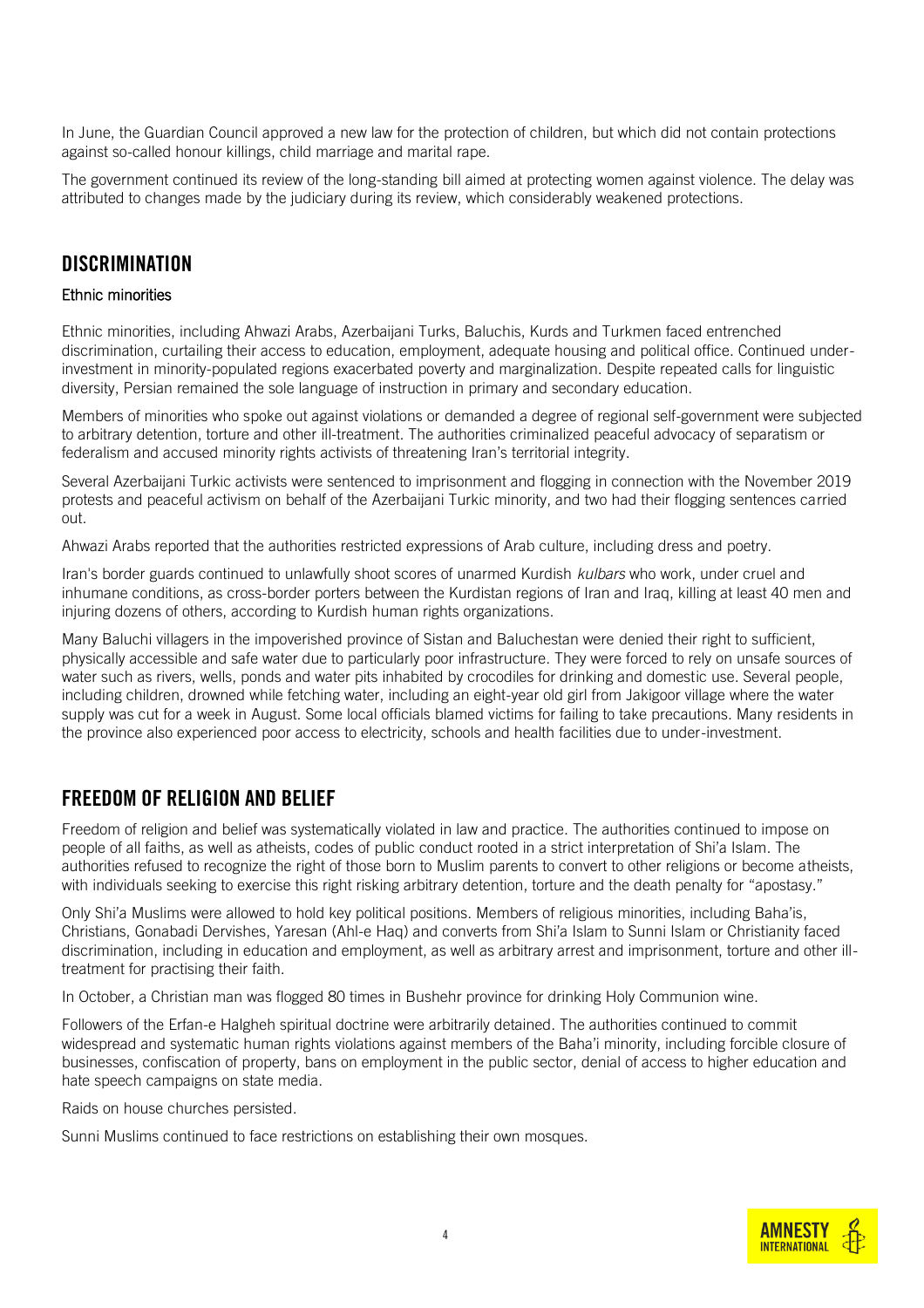In June, the Guardian Council approved a new law for the protection of children, but which did not contain protections against so-called honour killings, child marriage and marital rape.

The government continued its review of the long-standing bill aimed at protecting women against violence. The delay was attributed to changes made by the judiciary during its review, which considerably weakened protections.

## DISCRIMINATION

### Ethnic minorities

Ethnic minorities, including Ahwazi Arabs, Azerbaijani Turks, Baluchis, Kurds and Turkmen faced entrenched discrimination, curtailing their access to education, employment, adequate housing and political office. Continued under-investment in minority-populated regions exacerbated poverty and marginalization. Despite repeated calls for linguistic diversity, Persian remained the sole language of instruction in primary and secondary education.

Members of minorities who spoke out against violations or demanded a degree of regional self-government were subjected to arbitrary detention, torture and other ill-treatment. The authorities criminalized peaceful advocacy of separatism or federalism and accused minority rights activists of threatening Iran's territorial integrity.

Several Azerbaijani Turkic activists were sentenced to imprisonment and flogging in connection with the November 2019 protests and peaceful activism on behalf of the Azerbaijani Turkic minority, and two had their flogging sentences carried out.

Ahwazi Arabs reported that the authorities restricted expressions of Arab culture, including dress and poetry.

Iran's border guards continued to unlawfully shoot scores of unarmed Kurdish *kulbars* who work, under cruel and inhumane conditions, as cross-border porters between the Kurdistan regions of Iran and Iraq, killing at least 40 men and injuring dozens of others, according to Kurdish human rights organizations.

Many Baluchi villagers in the impoverished province of Sistan and Baluchestan were denied their right to sufficient, physically accessible and safe water due to particularly poor infrastructure. They were forced to rely on unsafe sources of water such as rivers, wells, ponds and water pits inhabited by crocodiles for drinking and domestic use. Several people, including children, drowned while fetching water, including an eight-year old girl from Jakigoor village where the water supply was cut for a week in August. Some local officials blamed victims for failing to take precautions. Many residents in the province also experienced poor access to electricity, schools and health facilities due to under-investment.

## FREEDOM OF RELIGION AND BELIEF

Freedom of religion and belief was systematically violated in law and practice. The authorities continued to impose on people of all faiths, as well as atheists, codes of public conduct rooted in a strict interpretation of Shi'a Islam. The authorities refused to recognize the right of those born to Muslim parents to convert to other religions or become atheists, with individuals seeking to exercise this right risking arbitrary detention, torture and the death penalty for "apostasy."

Only Shi'a Muslims were allowed to hold key political positions. Members of religious minorities, including Baha'is, Christians, Gonabadi Dervishes, Yaresan (Ahl-e Haq) and converts from Shi'a Islam to Sunni Islam or Christianity faced discrimination, including in education and employment, as well as arbitrary arrest and imprisonment, torture and other ill-treatment for practising their faith.

In October, a Christian man was flogged 80 times in Bushehr province for drinking Holy Communion wine.

Followers of the Erfan-e Halgheh spiritual doctrine were arbitrarily detained. The authorities continued to commit widespread and systematic human rights violations against members of the Baha'i minority, including forcible closure of businesses, confiscation of property, bans on employment in the public sector, denial of access to higher education and hate speech campaigns on state media.

Raids on house churches persisted.

Sunni Muslims continued to face restrictions on establishing their own mosques.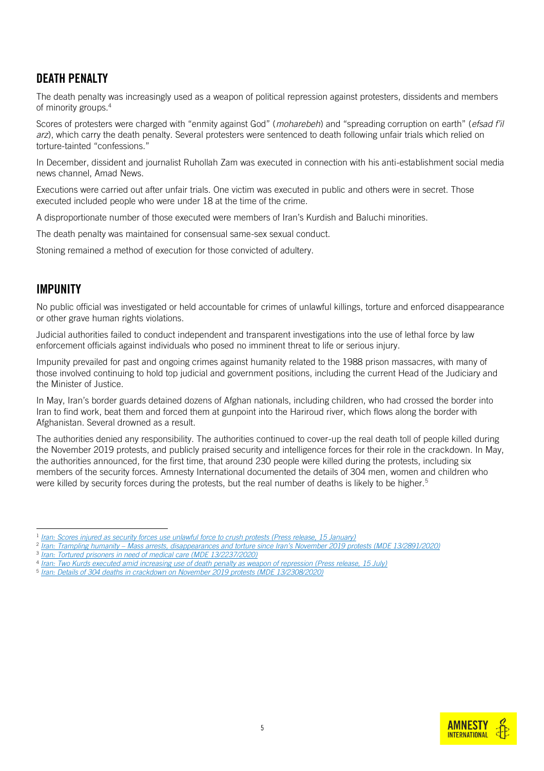## DEATH PENALTY

The death penalty was increasingly used as a weapon of political repression against protesters, dissidents and members of minority groups.[4]

Scores of protesters were charged with "enmity against God" (*moharebeh*) and "spreading corruption on earth" (*efsad f'il arz*), which carry the death penalty. Several protesters were sentenced to death following unfair trials which relied on torture-tainted "confessions."

In December, dissident and journalist Ruhollah Zam was executed in connection with his anti-establishment social media news channel, Amad News.

Executions were carried out after unfair trials. One victim was executed in public and others were in secret. Those executed included people who were under 18 at the time of the crime.

A disproportionate number of those executed were members of Iran's Kurdish and Baluchi minorities.

The death penalty was maintained for consensual same-sex sexual conduct.

Stoning remained a method of execution for those convicted of adultery.

## IMPUNITY

No public official was investigated or held accountable for crimes of unlawful killings, torture and enforced disappearance or other grave human rights violations.

Judicial authorities failed to conduct independent and transparent investigations into the use of lethal force by law enforcement officials against individuals who posed no imminent threat to life or serious injury.

Impunity prevailed for past and ongoing crimes against humanity related to the 1988 prison massacres, with many of those involved continuing to hold top judicial and government positions, including the current Head of the Judiciary and the Minister of Justice.

In May, Iran's border guards detained dozens of Afghan nationals, including children, who had crossed the border into Iran to find work, beat them and forced them at gunpoint into the Hariroud river, which flows along the border with Afghanistan. Several drowned as a result.

The authorities denied any responsibility. The authorities continued to cover-up the real death toll of people killed during the November 2019 protests, and publicly praised security and intelligence forces for their role in the crackdown. In May, the authorities announced, for the first time, that around 230 people were killed during the protests, including six members of the security forces. Amnesty International documented the details of 304 men, women and children who were killed by security forces during the protests, but the real number of deaths is likely to be higher.[5]

---

[1] *Iran: Scores injured as security forces use unlawful force to crush protests (Press release, 15 January)*

[2] *Iran: Trampling humanity – Mass arrests, disappearances and torture since Iran's November 2019 protests (MDE 13/2891/2020)*

[3] *Iran: Tortured prisoners in need of medical care (MDE 13/2237/2020)*

[4] *Iran: Two Kurds executed amid increasing use of death penalty as weapon of repression (Press release, 15 July)*

[5] *Iran: Details of 304 deaths in crackdown on November 2019 protests (MDE 13/2308/2020)*